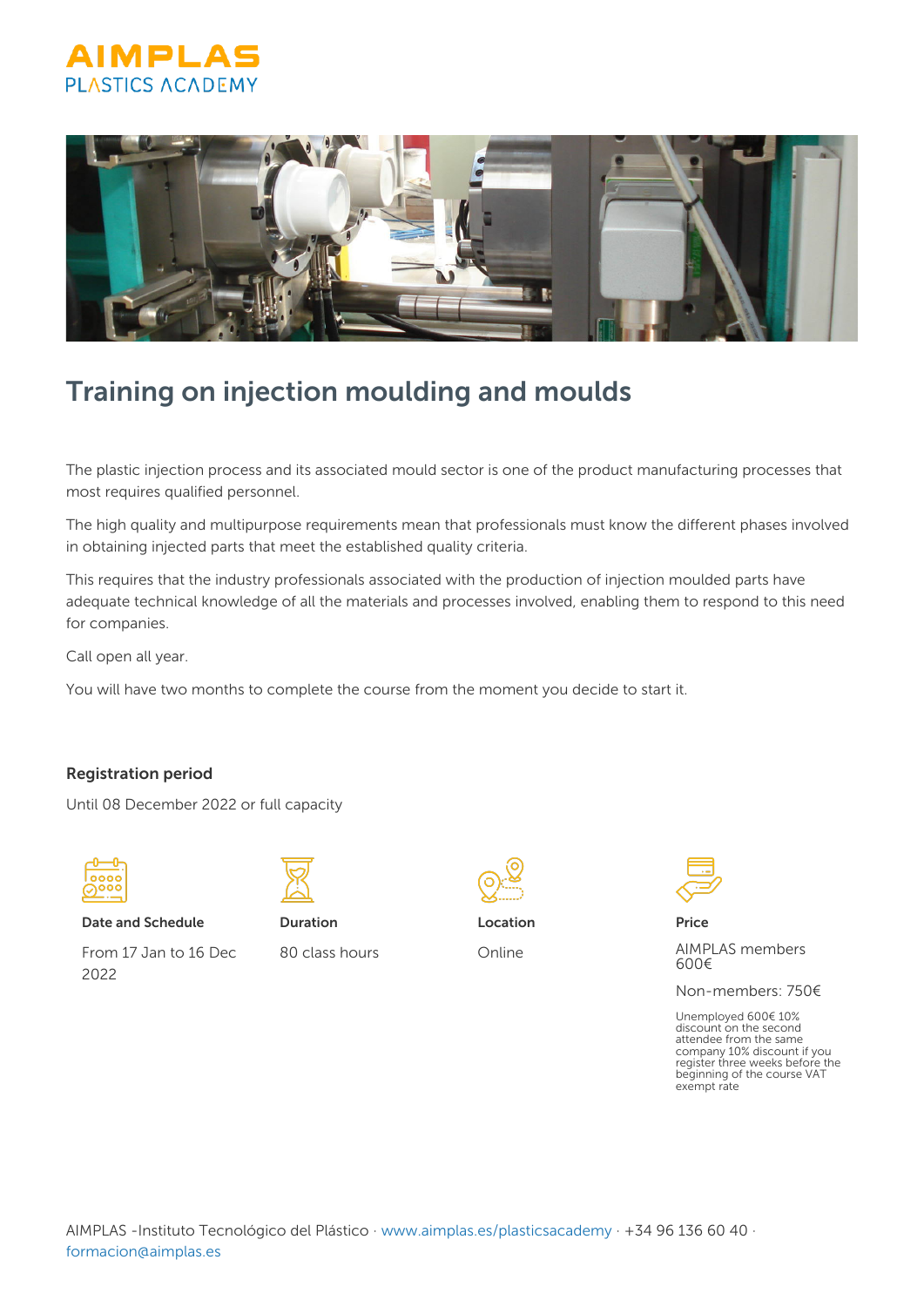AIMPLAS
PLASTICS ACADEMY

# Training on injection moulding and moulds

The plastic injection process and its associated mould sector is one of the product manufacturing processes that most requires qualified personnel.

The high quality and multipurpose requirements mean that professionals must know the different phases involved in obtaining injected parts that meet the established quality criteria.

This requires that the industry professionals associated with the production of injection moulded parts have adequate technical knowledge of all the materials and processes involved, enabling them to respond to this need for companies.

Call open all year.

You will have two months to complete the course from the moment you decide to start it.

**Registration period**

Until 08 December 2022 or full capacity

**Date and Schedule**

From 17 Jan to 16 Dec 2022

**Duration**

80 class hours

**Location**

Online

**Price**

AIMPLAS members 600€

Non-members: 750€

Unemployed 600€ 10% discount on the second attendee from the same company 10% discount if you register three weeks before the beginning of the course VAT exempt rate

AIMPLAS -Instituto Tecnológico del Plástico · www.aimplas.es/plasticsacademy · +34 96 136 60 40 · formacion@aimplas.es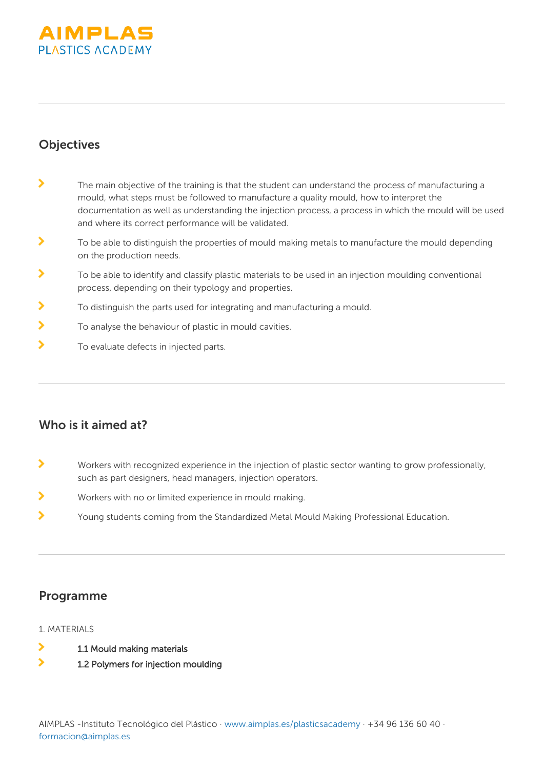## Objectives

- The main objective of the training is that the student can understand the process of manufacturing a mould, what steps must be followed to manufacture a quality mould, how to interpret the documentation as well as understanding the injection process, a process in which the mould will be used and where its correct performance will be validated.
- To be able to distinguish the properties of mould making metals to manufacture the mould depending on the production needs.
- To be able to identify and classify plastic materials to be used in an injection moulding conventional process, depending on their typology and properties.
- To distinguish the parts used for integrating and manufacturing a mould.
- To analyse the behaviour of plastic in mould cavities.
- To evaluate defects in injected parts.

## Who is it aimed at?

- Workers with recognized experience in the injection of plastic sector wanting to grow professionally, such as part designers, head managers, injection operators.
- Workers with no or limited experience in mould making.
- Young students coming from the Standardized Metal Mould Making Professional Education.

## Programme

1. MATERIALS

- **1.1 Mould making materials**
- **1.2 Polymers for injection moulding**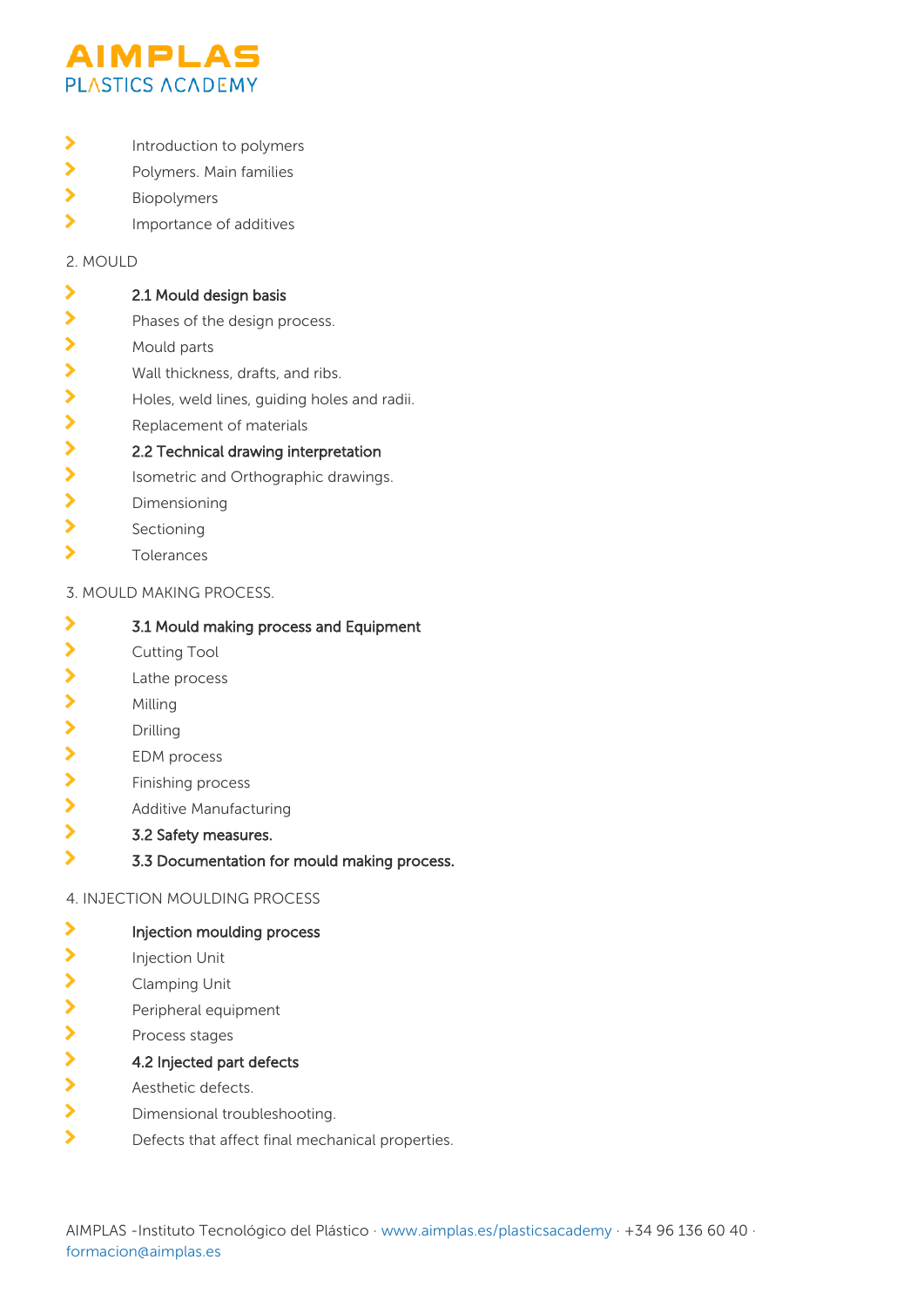- Introduction to polymers
- Polymers. Main families
- Biopolymers
- Importance of additives

2. MOULD

- **2.1 Mould design basis**
- Phases of the design process.
- Mould parts
- Wall thickness, drafts, and ribs.
- Holes, weld lines, guiding holes and radii.
- Replacement of materials
- **2.2 Technical drawing interpretation**
- Isometric and Orthographic drawings.
- Dimensioning
- Sectioning
- Tolerances

3. MOULD MAKING PROCESS.

- **3.1 Mould making process and Equipment**
- Cutting Tool
- Lathe process
- Milling
- Drilling
- EDM process
- Finishing process
- Additive Manufacturing
- **3.2 Safety measures.**
- **3.3 Documentation for mould making process.**

4. INJECTION MOULDING PROCESS

- **Injection moulding process**
- Injection Unit
- Clamping Unit
- Peripheral equipment
- Process stages
- **4.2 Injected part defects**
- Aesthetic defects.
- Dimensional troubleshooting.
- Defects that affect final mechanical properties.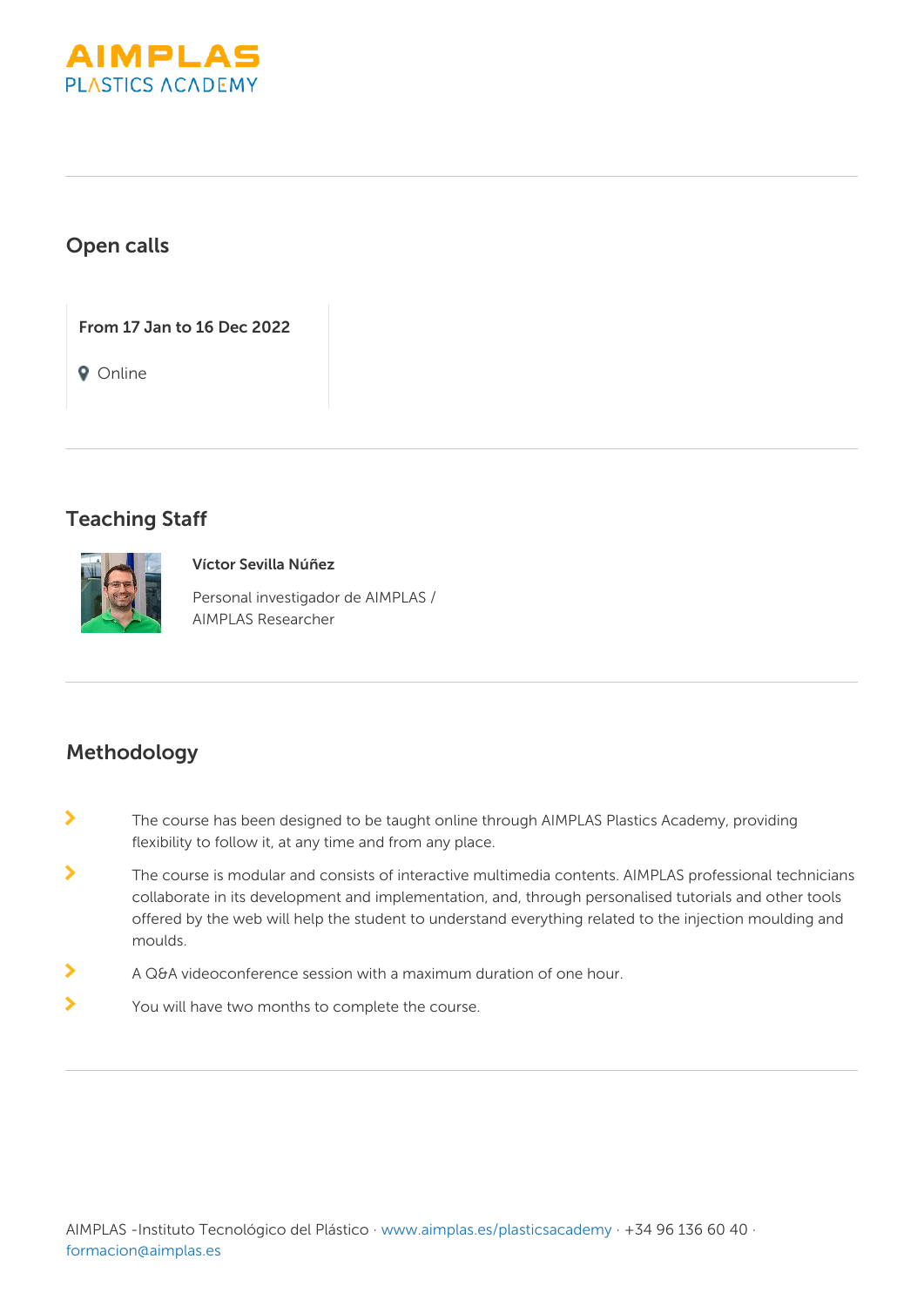## Open calls

**From 17 Jan to 16 Dec 2022**

Online

## Teaching Staff

**Víctor Sevilla Núñez**

Personal investigador de AIMPLAS / AIMPLAS Researcher

## Methodology

- The course has been designed to be taught online through AIMPLAS Plastics Academy, providing flexibility to follow it, at any time and from any place.
- The course is modular and consists of interactive multimedia contents. AIMPLAS professional technicians collaborate in its development and implementation, and, through personalised tutorials and other tools offered by the web will help the student to understand everything related to the injection moulding and moulds.
- A Q&A videoconference session with a maximum duration of one hour.
- You will have two months to complete the course.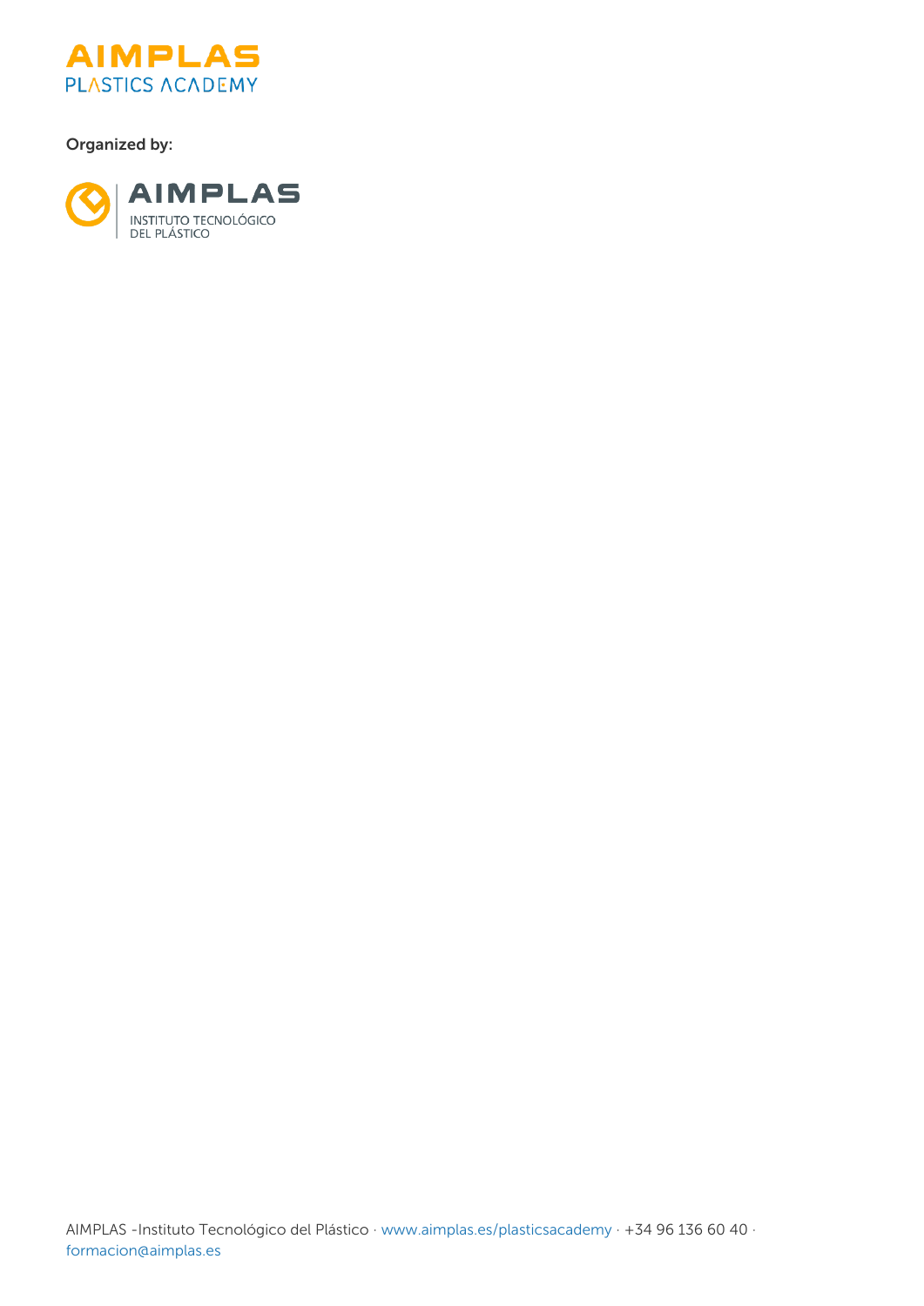AIMPLAS
PLASTICS ACADEMY

**Organized by:**

AIMPLAS
INSTITUTO TECNOLÓGICO
DEL PLÁSTICO

AIMPLAS -Instituto Tecnológico del Plástico · www.aimplas.es/plasticsacademy · +34 96 136 60 40 · formacion@aimplas.es